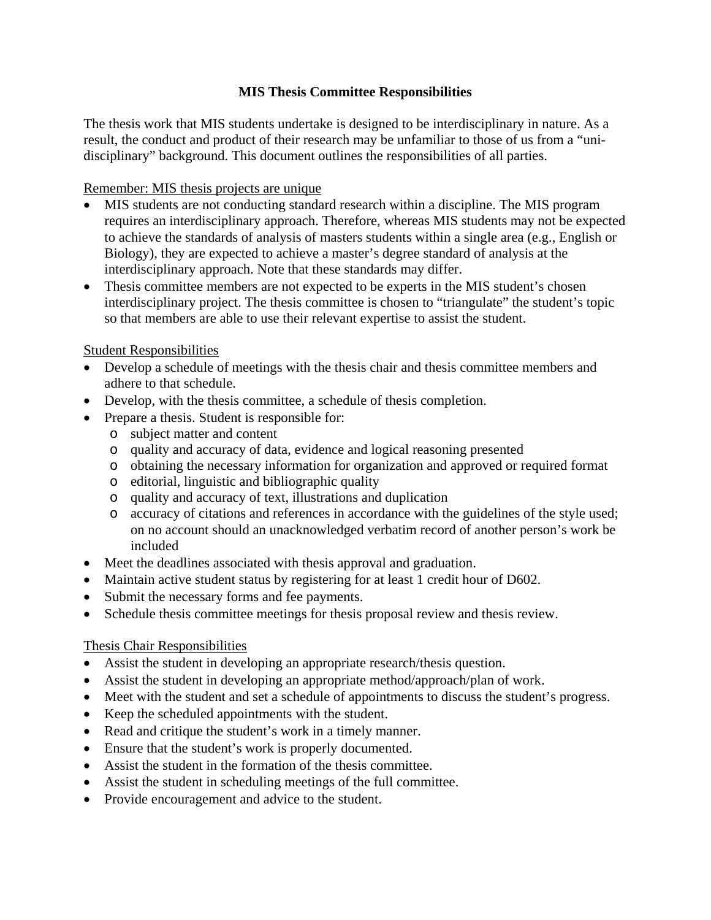# MIS Thesis Committee Responsibilities

The thesis work that MIS students undertake is designed to be interdisciplinary in nature. As a result, the conduct and product of their research may be unfamiliar to those of us from a "uni-disciplinary" background. This document outlines the responsibilities of all parties.

## Remember: MIS thesis projects are unique

- MIS students are not conducting standard research within a discipline. The MIS program requires an interdisciplinary approach. Therefore, whereas MIS students may not be expected to achieve the standards of analysis of masters students within a single area (e.g., English or Biology), they are expected to achieve a master's degree standard of analysis at the interdisciplinary approach. Note that these standards may differ.
- Thesis committee members are not expected to be experts in the MIS student's chosen interdisciplinary project. The thesis committee is chosen to "triangulate" the student's topic so that members are able to use their relevant expertise to assist the student.

## Student Responsibilities

- Develop a schedule of meetings with the thesis chair and thesis committee members and adhere to that schedule.
- Develop, with the thesis committee, a schedule of thesis completion.
- Prepare a thesis. Student is responsible for:
  - subject matter and content
  - quality and accuracy of data, evidence and logical reasoning presented
  - obtaining the necessary information for organization and approved or required format
  - editorial, linguistic and bibliographic quality
  - quality and accuracy of text, illustrations and duplication
  - accuracy of citations and references in accordance with the guidelines of the style used; on no account should an unacknowledged verbatim record of another person's work be included
- Meet the deadlines associated with thesis approval and graduation.
- Maintain active student status by registering for at least 1 credit hour of D602.
- Submit the necessary forms and fee payments.
- Schedule thesis committee meetings for thesis proposal review and thesis review.

## Thesis Chair Responsibilities

- Assist the student in developing an appropriate research/thesis question.
- Assist the student in developing an appropriate method/approach/plan of work.
- Meet with the student and set a schedule of appointments to discuss the student's progress.
- Keep the scheduled appointments with the student.
- Read and critique the student's work in a timely manner.
- Ensure that the student's work is properly documented.
- Assist the student in the formation of the thesis committee.
- Assist the student in scheduling meetings of the full committee.
- Provide encouragement and advice to the student.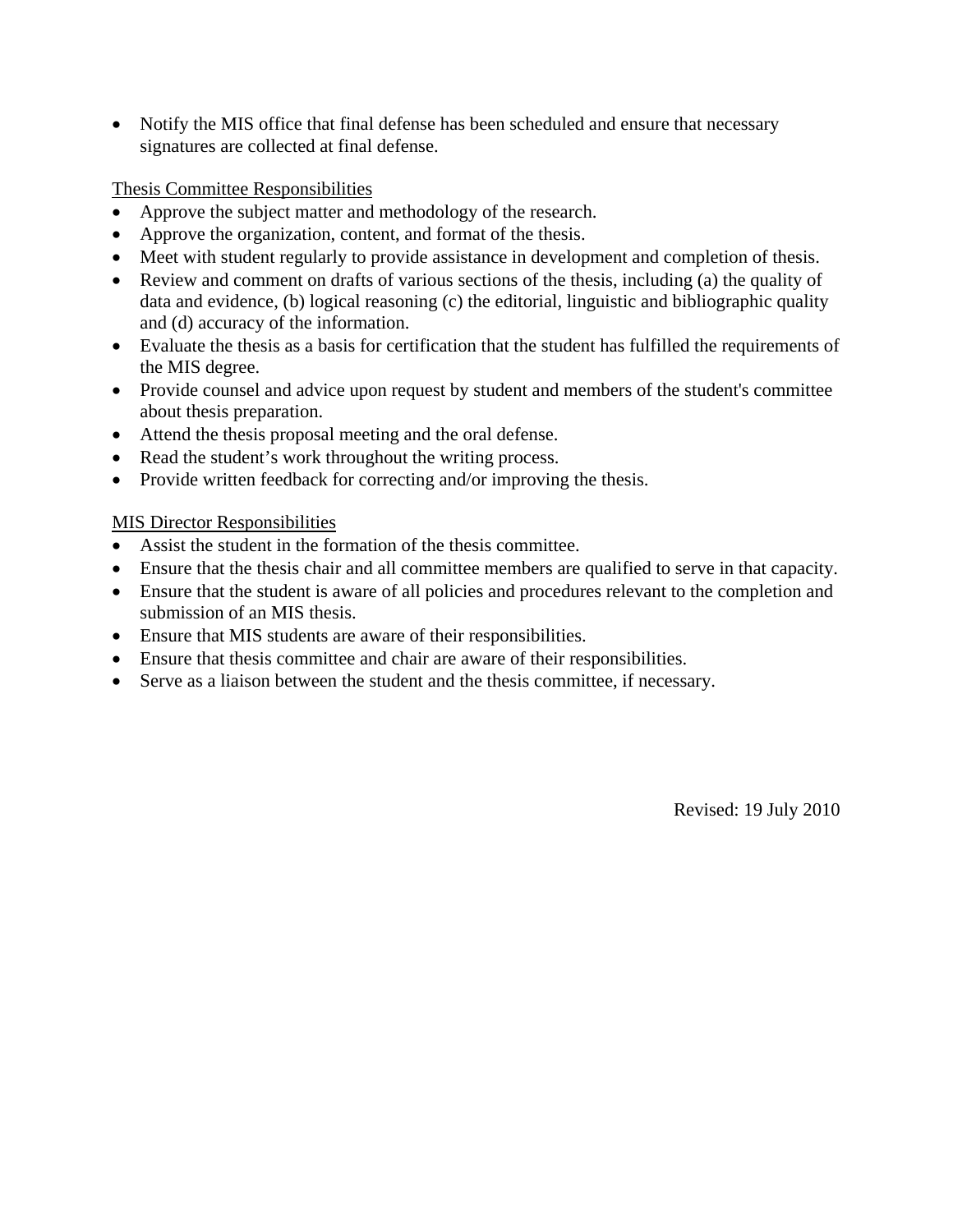- Notify the MIS office that final defense has been scheduled and ensure that necessary signatures are collected at final defense.

Thesis Committee Responsibilities

- Approve the subject matter and methodology of the research.
- Approve the organization, content, and format of the thesis.
- Meet with student regularly to provide assistance in development and completion of thesis.
- Review and comment on drafts of various sections of the thesis, including (a) the quality of data and evidence, (b) logical reasoning (c) the editorial, linguistic and bibliographic quality and (d) accuracy of the information.
- Evaluate the thesis as a basis for certification that the student has fulfilled the requirements of the MIS degree.
- Provide counsel and advice upon request by student and members of the student's committee about thesis preparation.
- Attend the thesis proposal meeting and the oral defense.
- Read the student's work throughout the writing process.
- Provide written feedback for correcting and/or improving the thesis.

MIS Director Responsibilities

- Assist the student in the formation of the thesis committee.
- Ensure that the thesis chair and all committee members are qualified to serve in that capacity.
- Ensure that the student is aware of all policies and procedures relevant to the completion and submission of an MIS thesis.
- Ensure that MIS students are aware of their responsibilities.
- Ensure that thesis committee and chair are aware of their responsibilities.
- Serve as a liaison between the student and the thesis committee, if necessary.

Revised: 19 July 2010